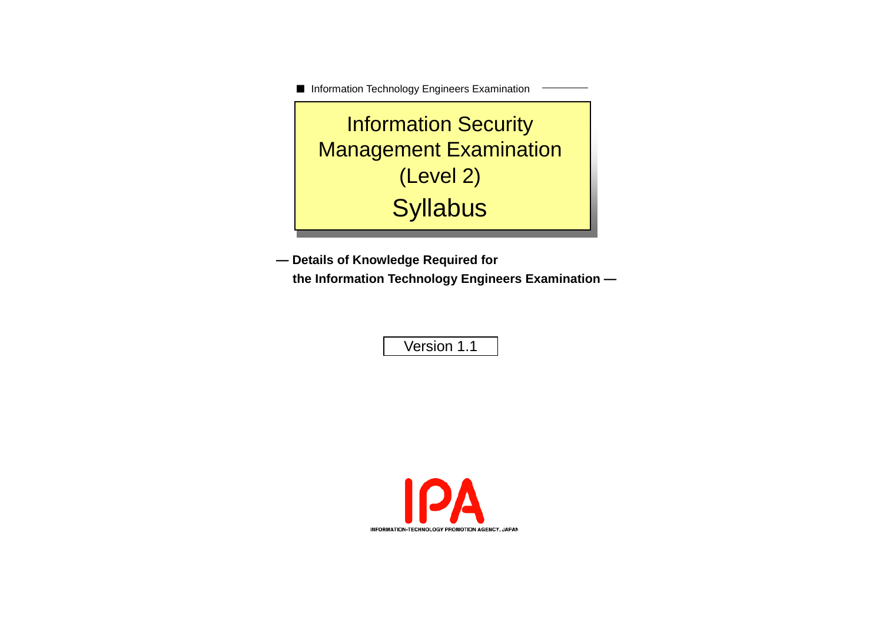■ Information Technology Engineers Examination

# Information Security Management Examination (Level 2) Syllabus

**— Details of Knowledge Required for the Information Technology Engineers Examination —**

Version 1.1

IPA

INFORMATION-TECHNOLOGY PROMOTION AGENCY, JAPAN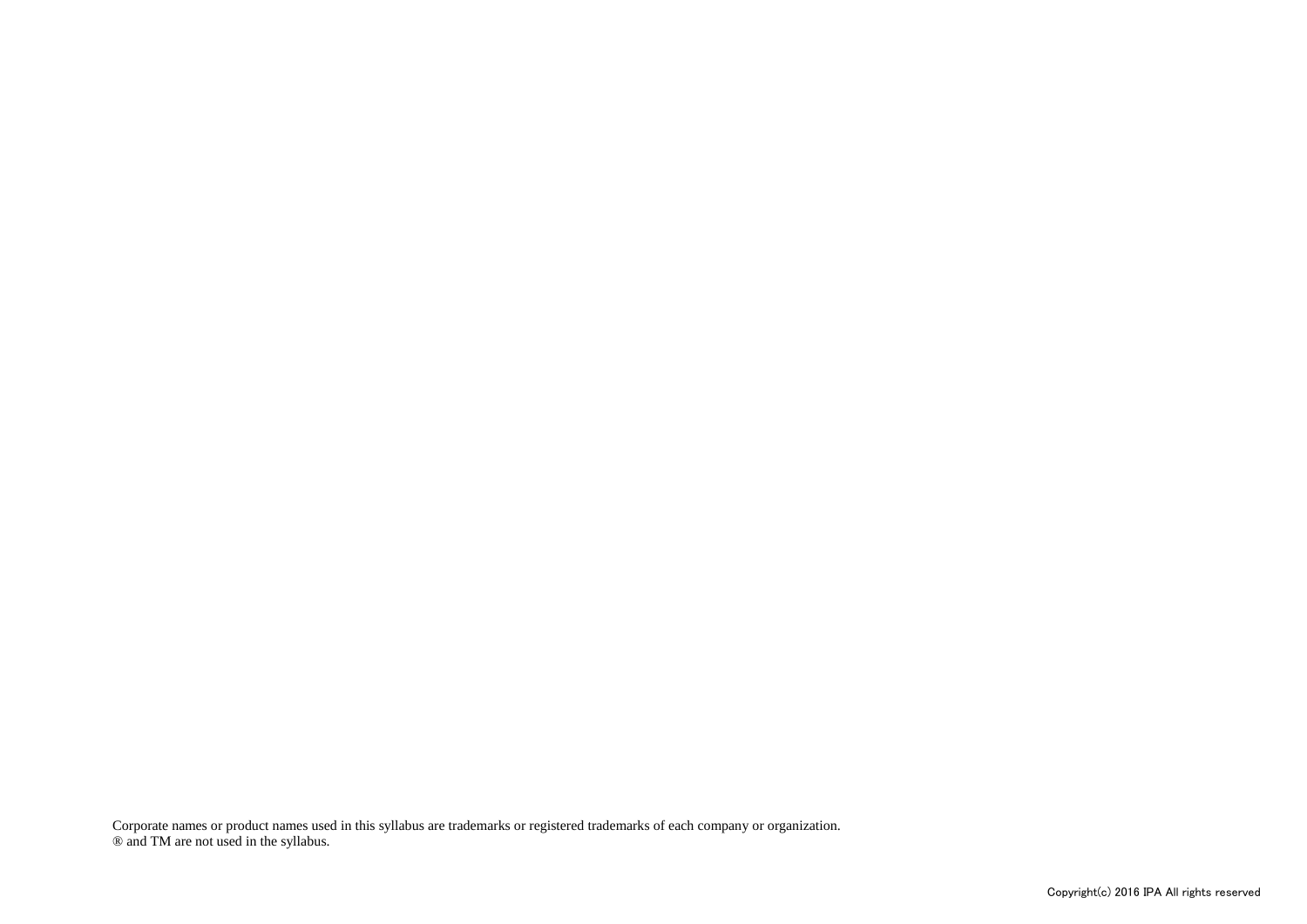Corporate names or product names used in this syllabus are trademarks or registered trademarks of each company or organization.
® and TM are not used in the syllabus.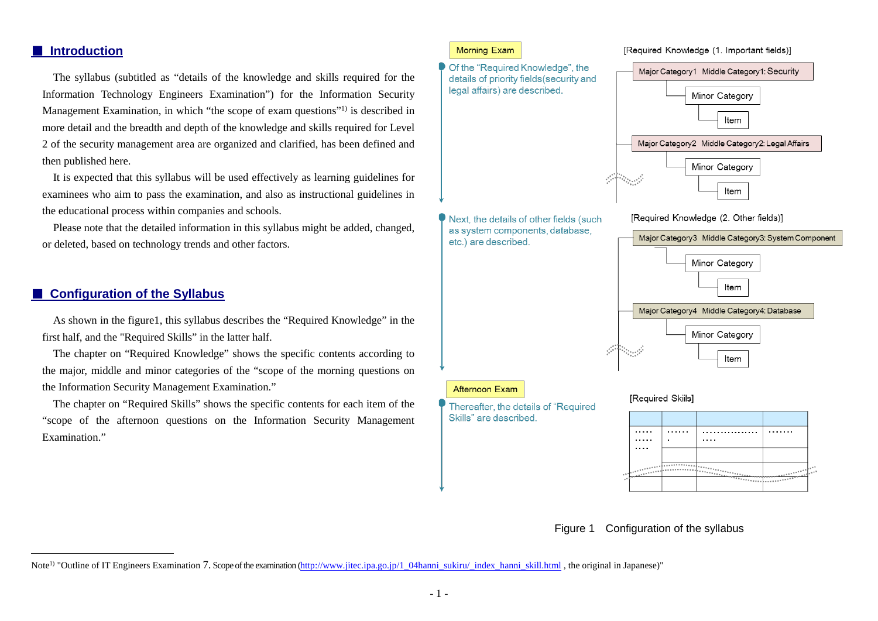## ■ Introduction

The syllabus (subtitled as "details of the knowledge and skills required for the Information Technology Engineers Examination") for the Information Security Management Examination, in which "the scope of exam questions"[1)] is described in more detail and the breadth and depth of the knowledge and skills required for Level 2 of the security management area are organized and clarified, has been defined and then published here.

It is expected that this syllabus will be used effectively as learning guidelines for examinees who aim to pass the examination, and also as instructional guidelines in the educational process within companies and schools.

Please note that the detailed information in this syllabus might be added, changed, or deleted, based on technology trends and other factors.

## ■ Configuration of the Syllabus

As shown in the figure1, this syllabus describes the "Required Knowledge" in the first half, and the "Required Skills" in the latter half.

The chapter on "Required Knowledge" shows the specific contents according to the major, middle and minor categories of the "scope of the morning questions on the Information Security Management Examination."

The chapter on "Required Skills" shows the specific contents for each item of the "scope of the afternoon questions on the Information Security Management Examination."

Morning Exam

Of the "Required Knowledge", the details of priority fields(security and legal affairs) are described.

[Required Knowledge (1. Important fields)]

- Major Category1 Middle Category1: Security
  - Minor Category
    - Item
- Major Category2 Middle Category2: Legal Affairs
  - Minor Category
    - Item

Next, the details of other fields (such as system components, database, etc.) are described.

[Required Knowledge (2. Other fields)]

- Major Category3 Middle Category3: System Component
  - Minor Category
    - Item
- Major Category4 Middle Category4: Database
  - Minor Category
    - Item

Afternoon Exam

Thereafter, the details of "Required Skills" are described.

[Required Skills]

Figure 1 Configuration of the syllabus

---

Note[1)] "Outline of IT Engineers Examination 7. Scope of the examination (http://www.jitec.ipa.go.jp/1_04hanni_sukiru/_index_hanni_skill.html , the original in Japanese)"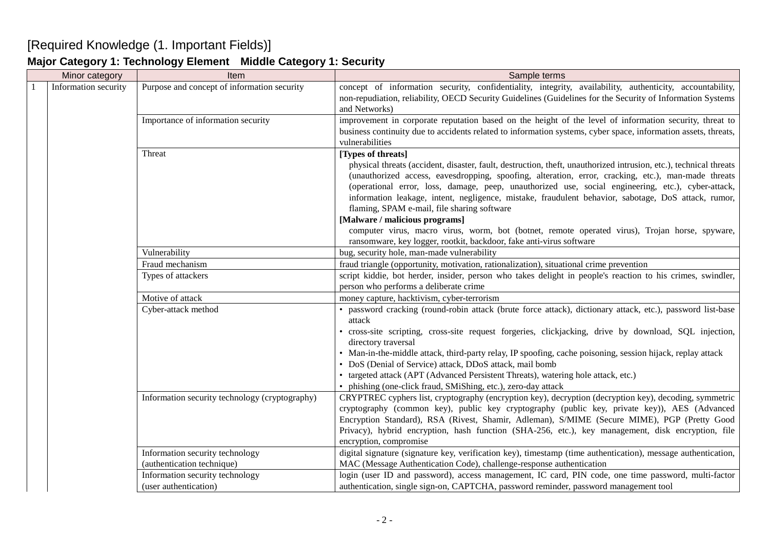## [Required Knowledge (1. Important Fields)]

### Major Category 1: Technology Element　Middle Category 1: Security

| | Minor category | Item | Sample terms |
|---|---|---|---|
| 1 | Information security | Purpose and concept of information security | concept of information security, confidentiality, integrity, availability, authenticity, accountability, non-repudiation, reliability, OECD Security Guidelines (Guidelines for the Security of Information Systems and Networks) |
| | | Importance of information security | improvement in corporate reputation based on the height of the level of information security, threat to business continuity due to accidents related to information systems, cyber space, information assets, threats, vulnerabilities |
| | | Threat | **[Types of threats]**<br>physical threats (accident, disaster, fault, destruction, theft, unauthorized intrusion, etc.), technical threats (unauthorized access, eavesdropping, spoofing, alteration, error, cracking, etc.), man-made threats (operational error, loss, damage, peep, unauthorized use, social engineering, etc.), cyber-attack, information leakage, intent, negligence, mistake, fraudulent behavior, sabotage, DoS attack, rumor, flaming, SPAM e-mail, file sharing software<br>**[Malware / malicious programs]**<br>computer virus, macro virus, worm, bot (botnet, remote operated virus), Trojan horse, spyware, ransomware, key logger, rootkit, backdoor, fake anti-virus software |
| | | Vulnerability | bug, security hole, man-made vulnerability |
| | | Fraud mechanism | fraud triangle (opportunity, motivation, rationalization), situational crime prevention |
| | | Types of attackers | script kiddie, bot herder, insider, person who takes delight in people's reaction to his crimes, swindler, person who performs a deliberate crime |
| | | Motive of attack | money capture, hacktivism, cyber-terrorism |
| | | Cyber-attack method | • password cracking (round-robin attack (brute force attack), dictionary attack, etc.), password list-base attack<br>• cross-site scripting, cross-site request forgeries, clickjacking, drive by download, SQL injection, directory traversal<br>• Man-in-the-middle attack, third-party relay, IP spoofing, cache poisoning, session hijack, replay attack<br>• DoS (Denial of Service) attack, DDoS attack, mail bomb<br>• targeted attack (APT (Advanced Persistent Threats), watering hole attack, etc.)<br>• phishing (one-click fraud, SMiShing, etc.), zero-day attack |
| | | Information security technology (cryptography) | CRYPTREC cyphers list, cryptography (encryption key), decryption (decryption key), decoding, symmetric cryptography (common key), public key cryptography (public key, private key)), AES (Advanced Encryption Standard), RSA (Rivest, Shamir, Adleman), S/MIME (Secure MIME), PGP (Pretty Good Privacy), hybrid encryption, hash function (SHA-256, etc.), key management, disk encryption, file encryption, compromise |
| | | Information security technology (authentication technique) | digital signature (signature key, verification key), timestamp (time authentication), message authentication, MAC (Message Authentication Code), challenge-response authentication |
| | | Information security technology (user authentication) | login (user ID and password), access management, IC card, PIN code, one time password, multi-factor authentication, single sign-on, CAPTCHA, password reminder, password management tool |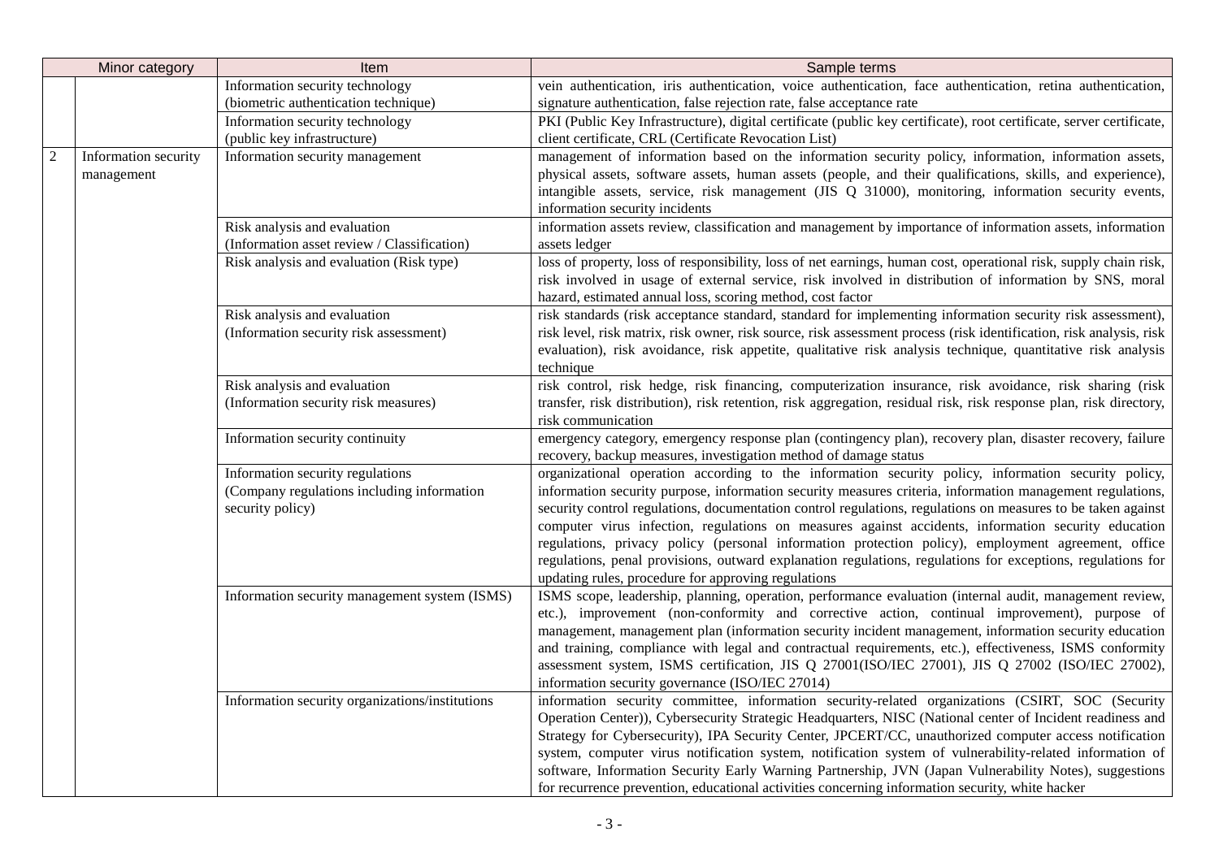| Minor category | | Item | Sample terms |
|---|---|---|---|
| | | Information security technology (biometric authentication technique) | vein authentication, iris authentication, voice authentication, face authentication, retina authentication, signature authentication, false rejection rate, false acceptance rate |
| | | Information security technology (public key infrastructure) | PKI (Public Key Infrastructure), digital certificate (public key certificate), root certificate, server certificate, client certificate, CRL (Certificate Revocation List) |
| 2 | Information security management | Information security management | management of information based on the information security policy, information, information assets, physical assets, software assets, human assets (people, and their qualifications, skills, and experience), intangible assets, service, risk management (JIS Q 31000), monitoring, information security events, information security incidents |
| | | Risk analysis and evaluation (Information asset review / Classification) | information assets review, classification and management by importance of information assets, information assets ledger |
| | | Risk analysis and evaluation (Risk type) | loss of property, loss of responsibility, loss of net earnings, human cost, operational risk, supply chain risk, risk involved in usage of external service, risk involved in distribution of information by SNS, moral hazard, estimated annual loss, scoring method, cost factor |
| | | Risk analysis and evaluation (Information security risk assessment) | risk standards (risk acceptance standard, standard for implementing information security risk assessment), risk level, risk matrix, risk owner, risk source, risk assessment process (risk identification, risk analysis, risk evaluation), risk avoidance, risk appetite, qualitative risk analysis technique, quantitative risk analysis technique |
| | | Risk analysis and evaluation (Information security risk measures) | risk control, risk hedge, risk financing, computerization insurance, risk avoidance, risk sharing (risk transfer, risk distribution), risk retention, risk aggregation, residual risk, risk response plan, risk directory, risk communication |
| | | Information security continuity | emergency category, emergency response plan (contingency plan), recovery plan, disaster recovery, failure recovery, backup measures, investigation method of damage status |
| | | Information security regulations (Company regulations including information security policy) | organizational operation according to the information security policy, information security policy, information security purpose, information security measures criteria, information management regulations, security control regulations, documentation control regulations, regulations on measures to be taken against computer virus infection, regulations on measures against accidents, information security education regulations, privacy policy (personal information protection policy), employment agreement, office regulations, penal provisions, outward explanation regulations, regulations for exceptions, regulations for updating rules, procedure for approving regulations |
| | | Information security management system (ISMS) | ISMS scope, leadership, planning, operation, performance evaluation (internal audit, management review, etc.), improvement (non-conformity and corrective action, continual improvement), purpose of management, management plan (information security incident management, information security education and training, compliance with legal and contractual requirements, etc.), effectiveness, ISMS conformity assessment system, ISMS certification, JIS Q 27001(ISO/IEC 27001), JIS Q 27002 (ISO/IEC 27002), information security governance (ISO/IEC 27014) |
| | | Information security organizations/institutions | information security committee, information security-related organizations (CSIRT, SOC (Security Operation Center)), Cybersecurity Strategic Headquarters, NISC (National center of Incident readiness and Strategy for Cybersecurity), IPA Security Center, JPCERT/CC, unauthorized computer access notification system, computer virus notification system, notification system of vulnerability-related information of software, Information Security Early Warning Partnership, JVN (Japan Vulnerability Notes), suggestions for recurrence prevention, educational activities concerning information security, white hacker |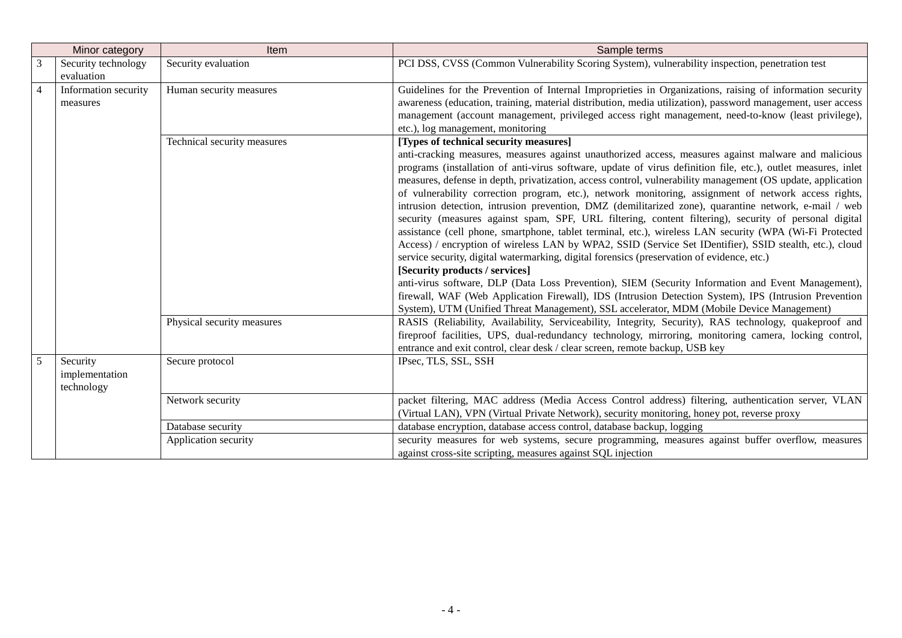| | Minor category | Item | Sample terms |
|---|---|---|---|
| 3 | Security technology evaluation | Security evaluation | PCI DSS, CVSS (Common Vulnerability Scoring System), vulnerability inspection, penetration test |
| 4 | Information security measures | Human security measures | Guidelines for the Prevention of Internal Improprieties in Organizations, raising of information security awareness (education, training, material distribution, media utilization), password management, user access management (account management, privileged access right management, need-to-know (least privilege), etc.), log management, monitoring |
| | | Technical security measures | **[Types of technical security measures]** anti-cracking measures, measures against unauthorized access, measures against malware and malicious programs (installation of anti-virus software, update of virus definition file, etc.), outlet measures, inlet measures, defense in depth, privatization, access control, vulnerability management (OS update, application of vulnerability correction program, etc.), network monitoring, assignment of network access rights, intrusion detection, intrusion prevention, DMZ (demilitarized zone), quarantine network, e-mail / web security (measures against spam, SPF, URL filtering, content filtering), security of personal digital assistance (cell phone, smartphone, tablet terminal, etc.), wireless LAN security (WPA (Wi-Fi Protected Access) / encryption of wireless LAN by WPA2, SSID (Service Set IDentifier), SSID stealth, etc.), cloud service security, digital watermarking, digital forensics (preservation of evidence, etc.) **[Security products / services]** anti-virus software, DLP (Data Loss Prevention), SIEM (Security Information and Event Management), firewall, WAF (Web Application Firewall), IDS (Intrusion Detection System), IPS (Intrusion Prevention System), UTM (Unified Threat Management), SSL accelerator, MDM (Mobile Device Management) |
| | | Physical security measures | RASIS (Reliability, Availability, Serviceability, Integrity, Security), RAS technology, quakeproof and fireproof facilities, UPS, dual-redundancy technology, mirroring, monitoring camera, locking control, entrance and exit control, clear desk / clear screen, remote backup, USB key |
| 5 | Security implementation technology | Secure protocol | IPsec, TLS, SSL, SSH |
| | | Network security | packet filtering, MAC address (Media Access Control address) filtering, authentication server, VLAN (Virtual LAN), VPN (Virtual Private Network), security monitoring, honey pot, reverse proxy |
| | | Database security | database encryption, database access control, database backup, logging |
| | | Application security | security measures for web systems, secure programming, measures against buffer overflow, measures against cross-site scripting, measures against SQL injection |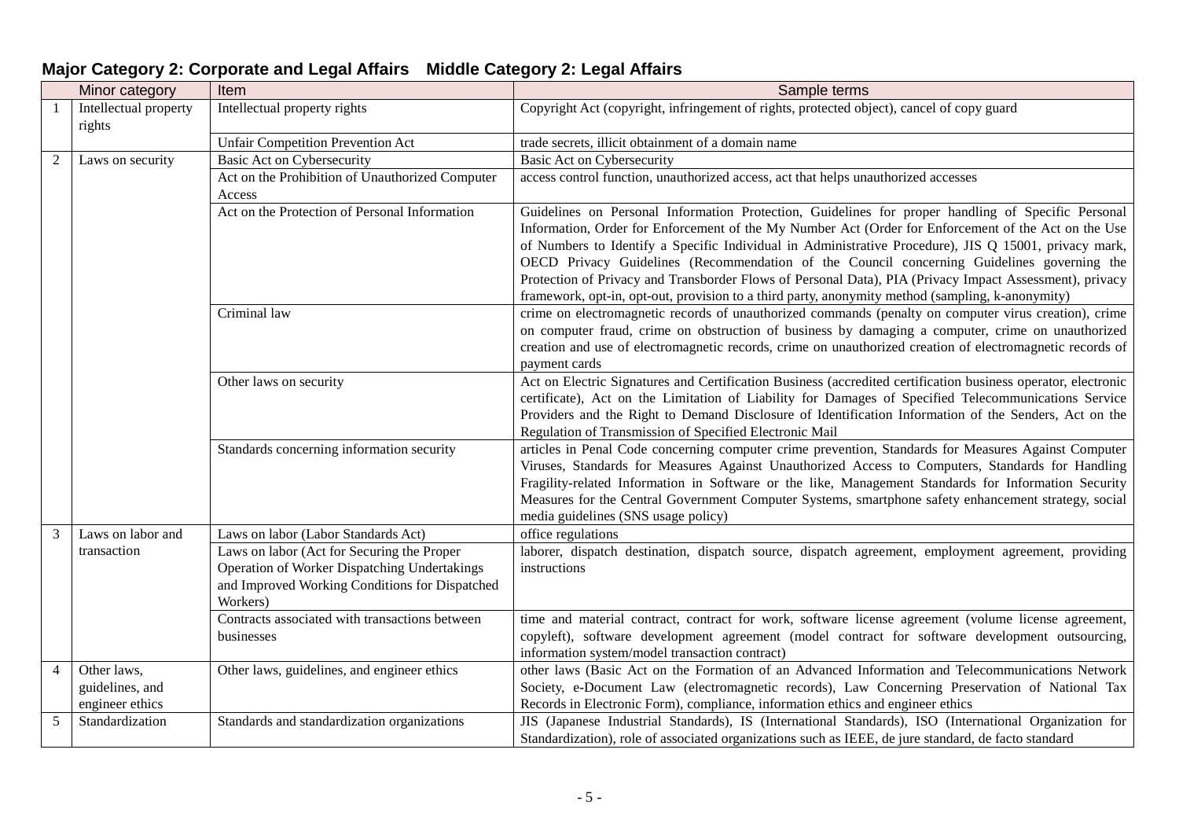## Major Category 2: Corporate and Legal Affairs　Middle Category 2: Legal Affairs

| | Minor category | Item | Sample terms |
|---|---|---|---|
| 1 | Intellectual property rights | Intellectual property rights | Copyright Act (copyright, infringement of rights, protected object), cancel of copy guard |
| | | Unfair Competition Prevention Act | trade secrets, illicit obtainment of a domain name |
| 2 | Laws on security | Basic Act on Cybersecurity | Basic Act on Cybersecurity |
| | | Act on the Prohibition of Unauthorized Computer Access | access control function, unauthorized access, act that helps unauthorized accesses |
| | | Act on the Protection of Personal Information | Guidelines on Personal Information Protection, Guidelines for proper handling of Specific Personal Information, Order for Enforcement of the My Number Act (Order for Enforcement of the Act on the Use of Numbers to Identify a Specific Individual in Administrative Procedure), JIS Q 15001, privacy mark, OECD Privacy Guidelines (Recommendation of the Council concerning Guidelines governing the Protection of Privacy and Transborder Flows of Personal Data), PIA (Privacy Impact Assessment), privacy framework, opt-in, opt-out, provision to a third party, anonymity method (sampling, k-anonymity) |
| | | Criminal law | crime on electromagnetic records of unauthorized commands (penalty on computer virus creation), crime on computer fraud, crime on obstruction of business by damaging a computer, crime on unauthorized creation and use of electromagnetic records, crime on unauthorized creation of electromagnetic records of payment cards |
| | | Other laws on security | Act on Electric Signatures and Certification Business (accredited certification business operator, electronic certificate), Act on the Limitation of Liability for Damages of Specified Telecommunications Service Providers and the Right to Demand Disclosure of Identification Information of the Senders, Act on the Regulation of Transmission of Specified Electronic Mail |
| | | Standards concerning information security | articles in Penal Code concerning computer crime prevention, Standards for Measures Against Computer Viruses, Standards for Measures Against Unauthorized Access to Computers, Standards for Handling Fragility-related Information in Software or the like, Management Standards for Information Security Measures for the Central Government Computer Systems, smartphone safety enhancement strategy, social media guidelines (SNS usage policy) |
| 3 | Laws on labor and transaction | Laws on labor (Labor Standards Act) | office regulations |
| | | Laws on labor (Act for Securing the Proper Operation of Worker Dispatching Undertakings and Improved Working Conditions for Dispatched Workers) | laborer, dispatch destination, dispatch source, dispatch agreement, employment agreement, providing instructions |
| | | Contracts associated with transactions between businesses | time and material contract, contract for work, software license agreement (volume license agreement, copyleft), software development agreement (model contract for software development outsourcing, information system/model transaction contract) |
| 4 | Other laws, guidelines, and engineer ethics | Other laws, guidelines, and engineer ethics | other laws (Basic Act on the Formation of an Advanced Information and Telecommunications Network Society, e-Document Law (electromagnetic records), Law Concerning Preservation of National Tax Records in Electronic Form), compliance, information ethics and engineer ethics |
| 5 | Standardization | Standards and standardization organizations | JIS (Japanese Industrial Standards), IS (International Standards), ISO (International Organization for Standardization), role of associated organizations such as IEEE, de jure standard, de facto standard |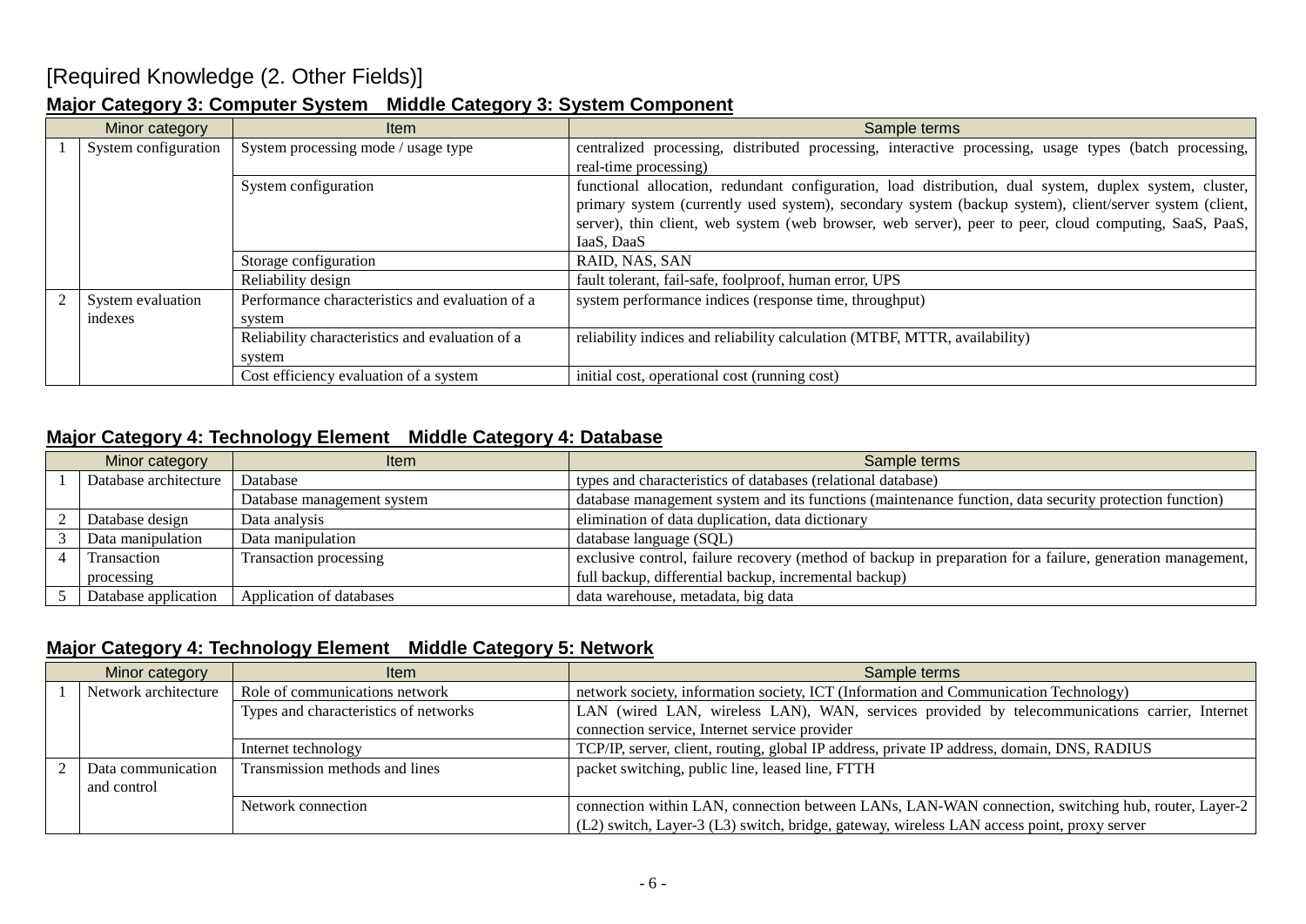# [Required Knowledge (2. Other Fields)]

## Major Category 3: Computer System　Middle Category 3: System Component

| | Minor category | Item | Sample terms |
|---|---|---|---|
| 1 | System configuration | System processing mode / usage type | centralized processing, distributed processing, interactive processing, usage types (batch processing, real-time processing) |
| | | System configuration | functional allocation, redundant configuration, load distribution, dual system, duplex system, cluster, primary system (currently used system), secondary system (backup system), client/server system (client, server), thin client, web system (web browser, web server), peer to peer, cloud computing, SaaS, PaaS, IaaS, DaaS |
| | | Storage configuration | RAID, NAS, SAN |
| | | Reliability design | fault tolerant, fail-safe, foolproof, human error, UPS |
| 2 | System evaluation indexes | Performance characteristics and evaluation of a system | system performance indices (response time, throughput) |
| | | Reliability characteristics and evaluation of a system | reliability indices and reliability calculation (MTBF, MTTR, availability) |
| | | Cost efficiency evaluation of a system | initial cost, operational cost (running cost) |

## Major Category 4: Technology Element　Middle Category 4: Database

| | Minor category | Item | Sample terms |
|---|---|---|---|
| 1 | Database architecture | Database | types and characteristics of databases (relational database) |
| | | Database management system | database management system and its functions (maintenance function, data security protection function) |
| 2 | Database design | Data analysis | elimination of data duplication, data dictionary |
| 3 | Data manipulation | Data manipulation | database language (SQL) |
| 4 | Transaction processing | Transaction processing | exclusive control, failure recovery (method of backup in preparation for a failure, generation management, full backup, differential backup, incremental backup) |
| 5 | Database application | Application of databases | data warehouse, metadata, big data |

## Major Category 4: Technology Element　Middle Category 5: Network

| | Minor category | Item | Sample terms |
|---|---|---|---|
| 1 | Network architecture | Role of communications network | network society, information society, ICT (Information and Communication Technology) |
| | | Types and characteristics of networks | LAN (wired LAN, wireless LAN), WAN, services provided by telecommunications carrier, Internet connection service, Internet service provider |
| | | Internet technology | TCP/IP, server, client, routing, global IP address, private IP address, domain, DNS, RADIUS |
| 2 | Data communication and control | Transmission methods and lines | packet switching, public line, leased line, FTTH |
| | | Network connection | connection within LAN, connection between LANs, LAN-WAN connection, switching hub, router, Layer-2 (L2) switch, Layer-3 (L3) switch, bridge, gateway, wireless LAN access point, proxy server |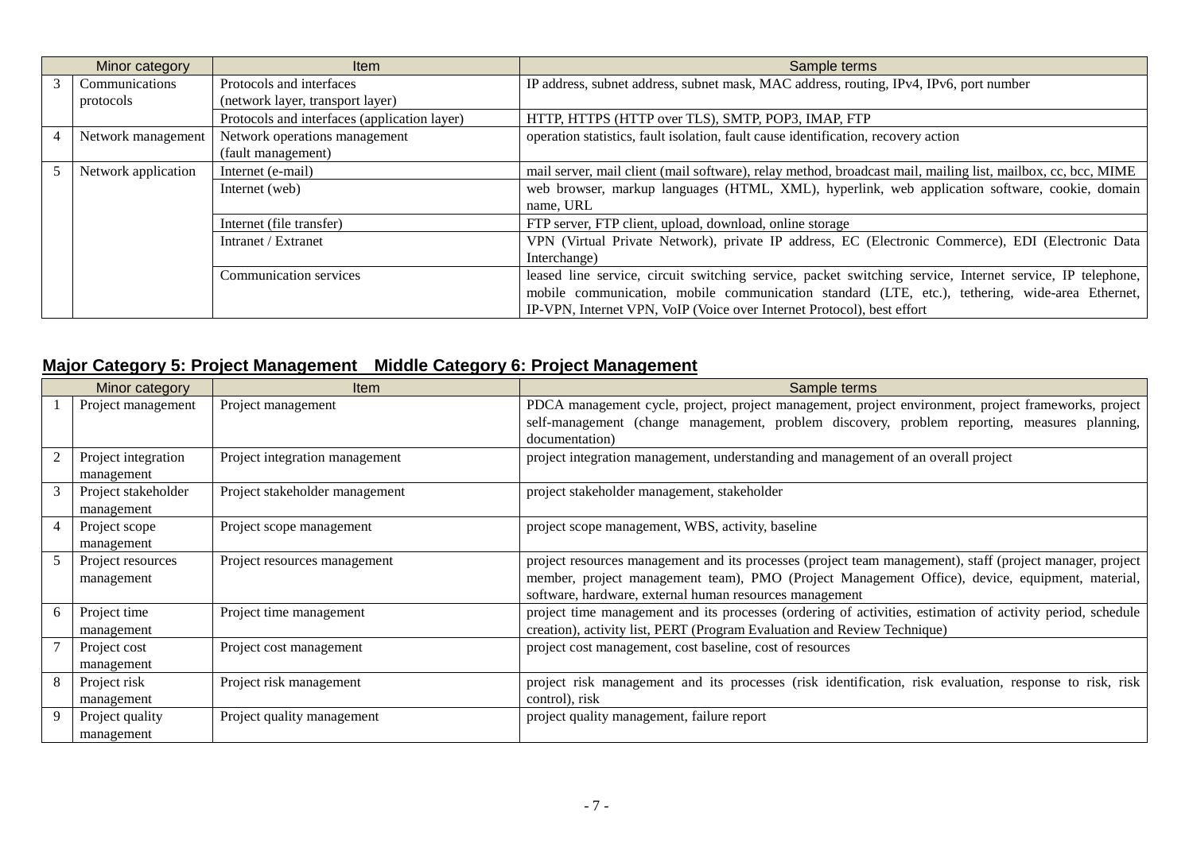| Minor category | | Item | Sample terms |
|---|---|---|---|
| 3 | Communications protocols | Protocols and interfaces (network layer, transport layer) | IP address, subnet address, subnet mask, MAC address, routing, IPv4, IPv6, port number |
| | | Protocols and interfaces (application layer) | HTTP, HTTPS (HTTP over TLS), SMTP, POP3, IMAP, FTP |
| 4 | Network management | Network operations management (fault management) | operation statistics, fault isolation, fault cause identification, recovery action |
| 5 | Network application | Internet (e-mail) | mail server, mail client (mail software), relay method, broadcast mail, mailing list, mailbox, cc, bcc, MIME |
| | | Internet (web) | web browser, markup languages (HTML, XML), hyperlink, web application software, cookie, domain name, URL |
| | | Internet (file transfer) | FTP server, FTP client, upload, download, online storage |
| | | Intranet / Extranet | VPN (Virtual Private Network), private IP address, EC (Electronic Commerce), EDI (Electronic Data Interchange) |
| | | Communication services | leased line service, circuit switching service, packet switching service, Internet service, IP telephone, mobile communication, mobile communication standard (LTE, etc.), tethering, wide-area Ethernet, IP-VPN, Internet VPN, VoIP (Voice over Internet Protocol), best effort |

## Major Category 5: Project Management Middle Category 6: Project Management

| Minor category | | Item | Sample terms |
|---|---|---|---|
| 1 | Project management | Project management | PDCA management cycle, project, project management, project environment, project frameworks, project self-management (change management, problem discovery, problem reporting, measures planning, documentation) |
| 2 | Project integration management | Project integration management | project integration management, understanding and management of an overall project |
| 3 | Project stakeholder management | Project stakeholder management | project stakeholder management, stakeholder |
| 4 | Project scope management | Project scope management | project scope management, WBS, activity, baseline |
| 5 | Project resources management | Project resources management | project resources management and its processes (project team management), staff (project manager, project member, project management team), PMO (Project Management Office), device, equipment, material, software, hardware, external human resources management |
| 6 | Project time management | Project time management | project time management and its processes (ordering of activities, estimation of activity period, schedule creation), activity list, PERT (Program Evaluation and Review Technique) |
| 7 | Project cost management | Project cost management | project cost management, cost baseline, cost of resources |
| 8 | Project risk management | Project risk management | project risk management and its processes (risk identification, risk evaluation, response to risk, risk control), risk |
| 9 | Project quality management | Project quality management | project quality management, failure report |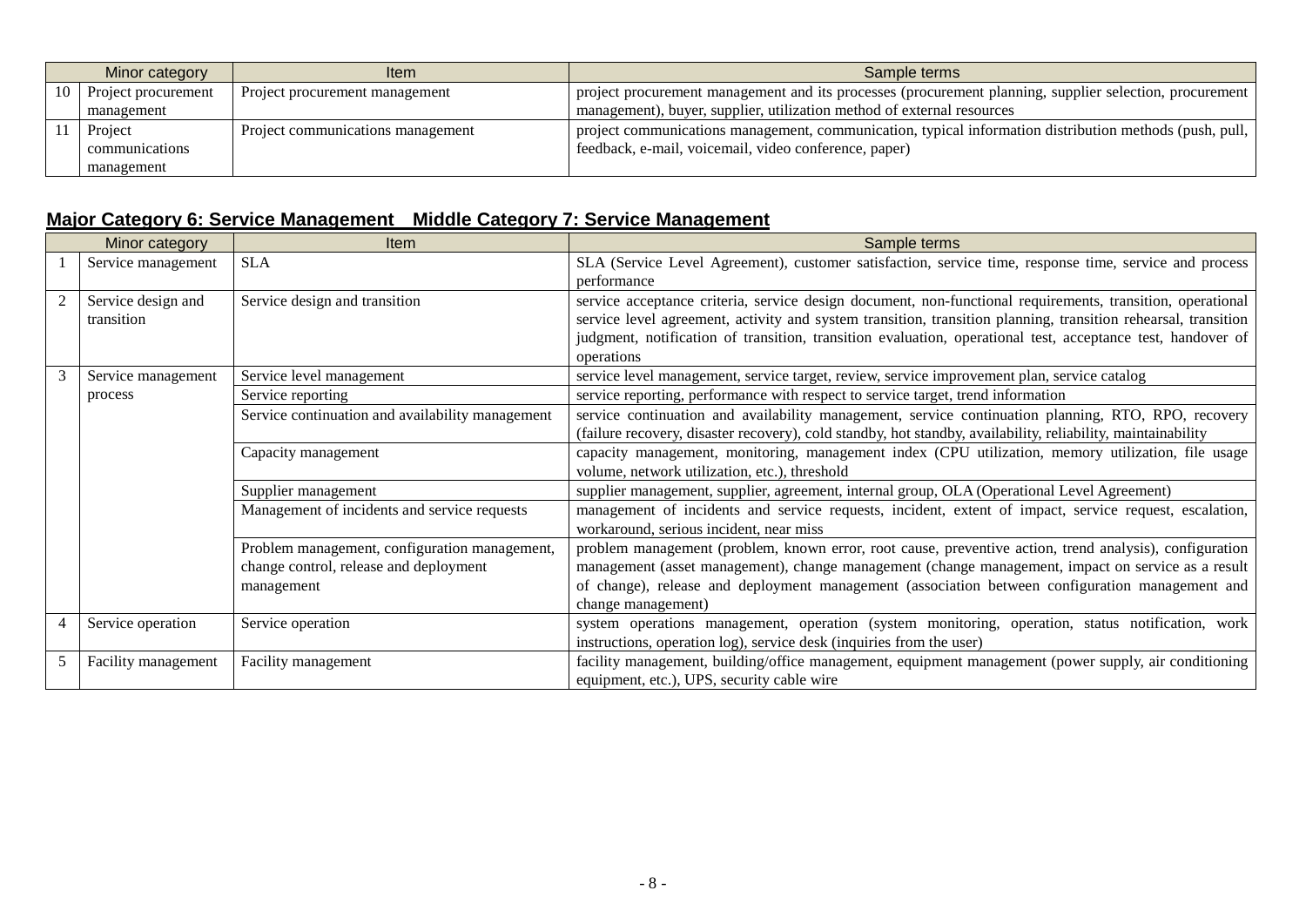| | Minor category | Item | Sample terms |
|---|---|---|---|
| 10 | Project procurement management | Project procurement management | project procurement management and its processes (procurement planning, supplier selection, procurement management), buyer, supplier, utilization method of external resources |
| 11 | Project communications management | Project communications management | project communications management, communication, typical information distribution methods (push, pull, feedback, e-mail, voicemail, video conference, paper) |

## Major Category 6: Service Management　Middle Category 7: Service Management

| | Minor category | Item | Sample terms |
|---|---|---|---|
| 1 | Service management | SLA | SLA (Service Level Agreement), customer satisfaction, service time, response time, service and process performance |
| 2 | Service design and transition | Service design and transition | service acceptance criteria, service design document, non-functional requirements, transition, operational service level agreement, activity and system transition, transition planning, transition rehearsal, transition judgment, notification of transition, transition evaluation, operational test, acceptance test, handover of operations |
| 3 | Service management process | Service level management | service level management, service target, review, service improvement plan, service catalog |
| | | Service reporting | service reporting, performance with respect to service target, trend information |
| | | Service continuation and availability management | service continuation and availability management, service continuation planning, RTO, RPO, recovery (failure recovery, disaster recovery), cold standby, hot standby, availability, reliability, maintainability |
| | | Capacity management | capacity management, monitoring, management index (CPU utilization, memory utilization, file usage volume, network utilization, etc.), threshold |
| | | Supplier management | supplier management, supplier, agreement, internal group, OLA (Operational Level Agreement) |
| | | Management of incidents and service requests | management of incidents and service requests, incident, extent of impact, service request, escalation, workaround, serious incident, near miss |
| | | Problem management, configuration management, change control, release and deployment management | problem management (problem, known error, root cause, preventive action, trend analysis), configuration management (asset management), change management (change management, impact on service as a result of change), release and deployment management (association between configuration management and change management) |
| 4 | Service operation | Service operation | system operations management, operation (system monitoring, operation, status notification, work instructions, operation log), service desk (inquiries from the user) |
| 5 | Facility management | Facility management | facility management, building/office management, equipment management (power supply, air conditioning equipment, etc.), UPS, security cable wire |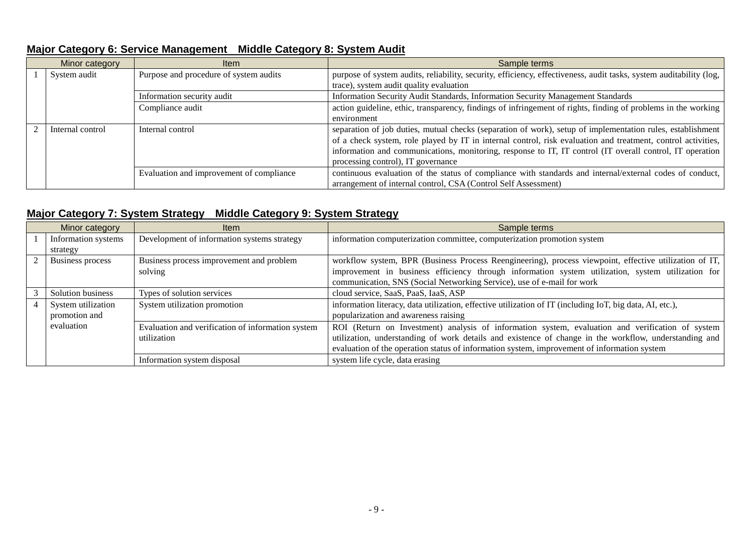**Major Category 6: Service Management　Middle Category 8: System Audit**

| Minor category | | Item | Sample terms |
|---|---|---|---|
| 1 | System audit | Purpose and procedure of system audits | purpose of system audits, reliability, security, efficiency, effectiveness, audit tasks, system auditability (log, trace), system audit quality evaluation |
| | | Information security audit | Information Security Audit Standards, Information Security Management Standards |
| | | Compliance audit | action guideline, ethic, transparency, findings of infringement of rights, finding of problems in the working environment |
| 2 | Internal control | Internal control | separation of job duties, mutual checks (separation of work), setup of implementation rules, establishment of a check system, role played by IT in internal control, risk evaluation and treatment, control activities, information and communications, monitoring, response to IT, IT control (IT overall control, IT operation processing control), IT governance |
| | | Evaluation and improvement of compliance | continuous evaluation of the status of compliance with standards and internal/external codes of conduct, arrangement of internal control, CSA (Control Self Assessment) |

**Major Category 7: System Strategy　Middle Category 9: System Strategy**

| Minor category | | Item | Sample terms |
|---|---|---|---|
| 1 | Information systems strategy | Development of information systems strategy | information computerization committee, computerization promotion system |
| 2 | Business process | Business process improvement and problem solving | workflow system, BPR (Business Process Reengineering), process viewpoint, effective utilization of IT, improvement in business efficiency through information system utilization, system utilization for communication, SNS (Social Networking Service), use of e-mail for work |
| 3 | Solution business | Types of solution services | cloud service, SaaS, PaaS, IaaS, ASP |
| 4 | System utilization promotion and evaluation | System utilization promotion | information literacy, data utilization, effective utilization of IT (including IoT, big data, AI, etc.), popularization and awareness raising |
| | | Evaluation and verification of information system utilization | ROI (Return on Investment) analysis of information system, evaluation and verification of system utilization, understanding of work details and existence of change in the workflow, understanding and evaluation of the operation status of information system, improvement of information system |
| | | Information system disposal | system life cycle, data erasing |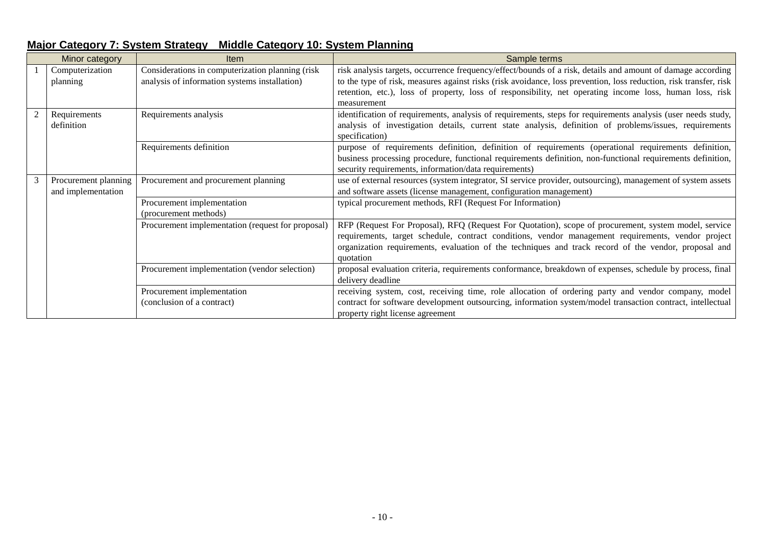**Major Category 7: System Strategy　Middle Category 10: System Planning**

| Minor category | | Item | Sample terms |
|---|---|---|---|
| 1 | Computerization planning | Considerations in computerization planning (risk analysis of information systems installation) | risk analysis targets, occurrence frequency/effect/bounds of a risk, details and amount of damage according to the type of risk, measures against risks (risk avoidance, loss prevention, loss reduction, risk transfer, risk retention, etc.), loss of property, loss of responsibility, net operating income loss, human loss, risk measurement |
| 2 | Requirements definition | Requirements analysis | identification of requirements, analysis of requirements, steps for requirements analysis (user needs study, analysis of investigation details, current state analysis, definition of problems/issues, requirements specification) |
| | | Requirements definition | purpose of requirements definition, definition of requirements (operational requirements definition, business processing procedure, functional requirements definition, non-functional requirements definition, security requirements, information/data requirements) |
| 3 | Procurement planning and implementation | Procurement and procurement planning | use of external resources (system integrator, SI service provider, outsourcing), management of system assets and software assets (license management, configuration management) |
| | | Procurement implementation (procurement methods) | typical procurement methods, RFI (Request For Information) |
| | | Procurement implementation (request for proposal) | RFP (Request For Proposal), RFQ (Request For Quotation), scope of procurement, system model, service requirements, target schedule, contract conditions, vendor management requirements, vendor project organization requirements, evaluation of the techniques and track record of the vendor, proposal and quotation |
| | | Procurement implementation (vendor selection) | proposal evaluation criteria, requirements conformance, breakdown of expenses, schedule by process, final delivery deadline |
| | | Procurement implementation (conclusion of a contract) | receiving system, cost, receiving time, role allocation of ordering party and vendor company, model contract for software development outsourcing, information system/model transaction contract, intellectual property right license agreement |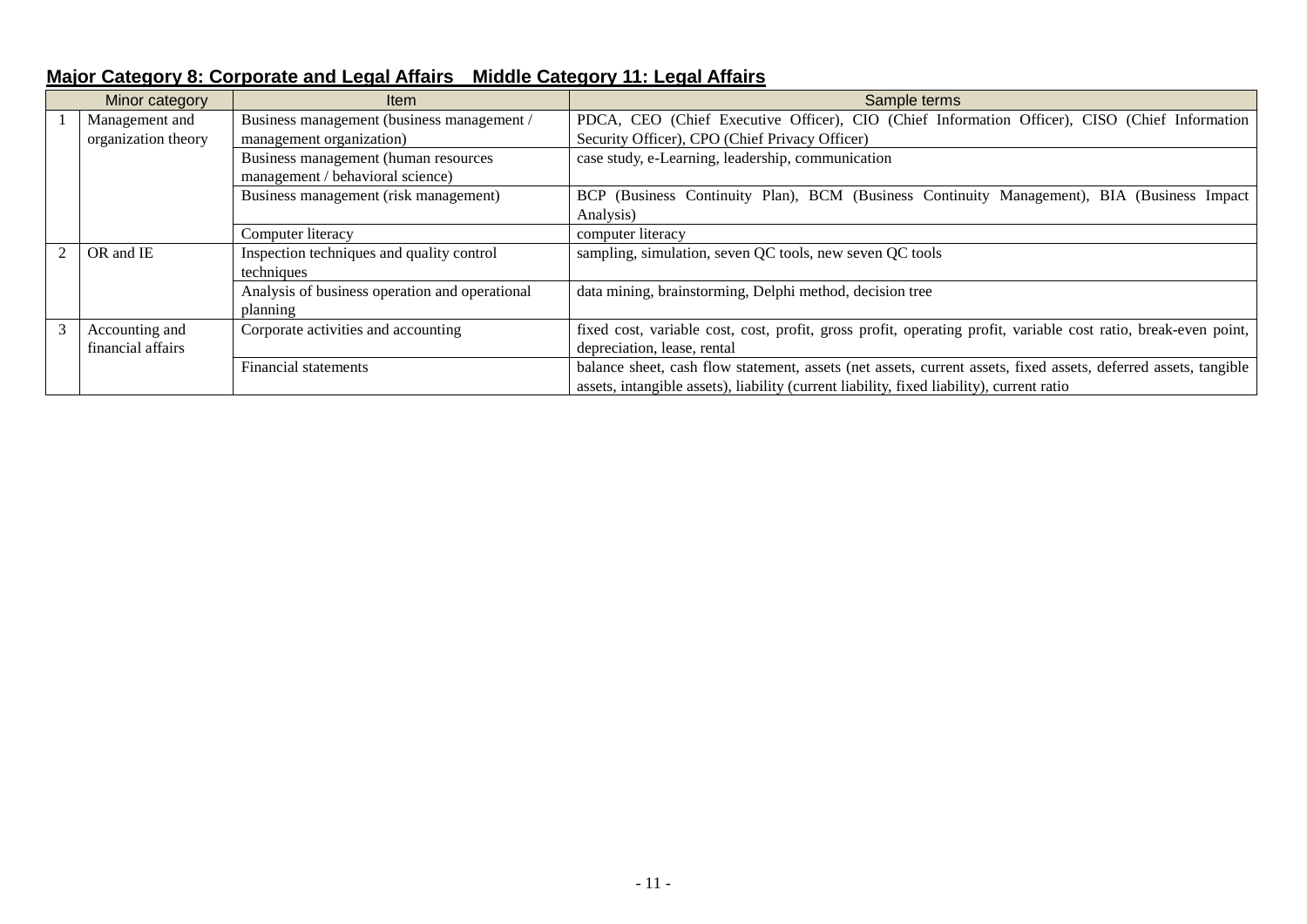**Major Category 8: Corporate and Legal Affairs　Middle Category 11: Legal Affairs**

| Minor category | | Item | Sample terms |
|---|---|---|---|
| 1 | Management and organization theory | Business management (business management / management organization) | PDCA, CEO (Chief Executive Officer), CIO (Chief Information Officer), CISO (Chief Information Security Officer), CPO (Chief Privacy Officer) |
| | | Business management (human resources management / behavioral science) | case study, e-Learning, leadership, communication |
| | | Business management (risk management) | BCP (Business Continuity Plan), BCM (Business Continuity Management), BIA (Business Impact Analysis) |
| | | Computer literacy | computer literacy |
| 2 | OR and IE | Inspection techniques and quality control techniques | sampling, simulation, seven QC tools, new seven QC tools |
| | | Analysis of business operation and operational planning | data mining, brainstorming, Delphi method, decision tree |
| 3 | Accounting and financial affairs | Corporate activities and accounting | fixed cost, variable cost, cost, profit, gross profit, operating profit, variable cost ratio, break-even point, depreciation, lease, rental |
| | | Financial statements | balance sheet, cash flow statement, assets (net assets, current assets, fixed assets, deferred assets, tangible assets, intangible assets), liability (current liability, fixed liability), current ratio |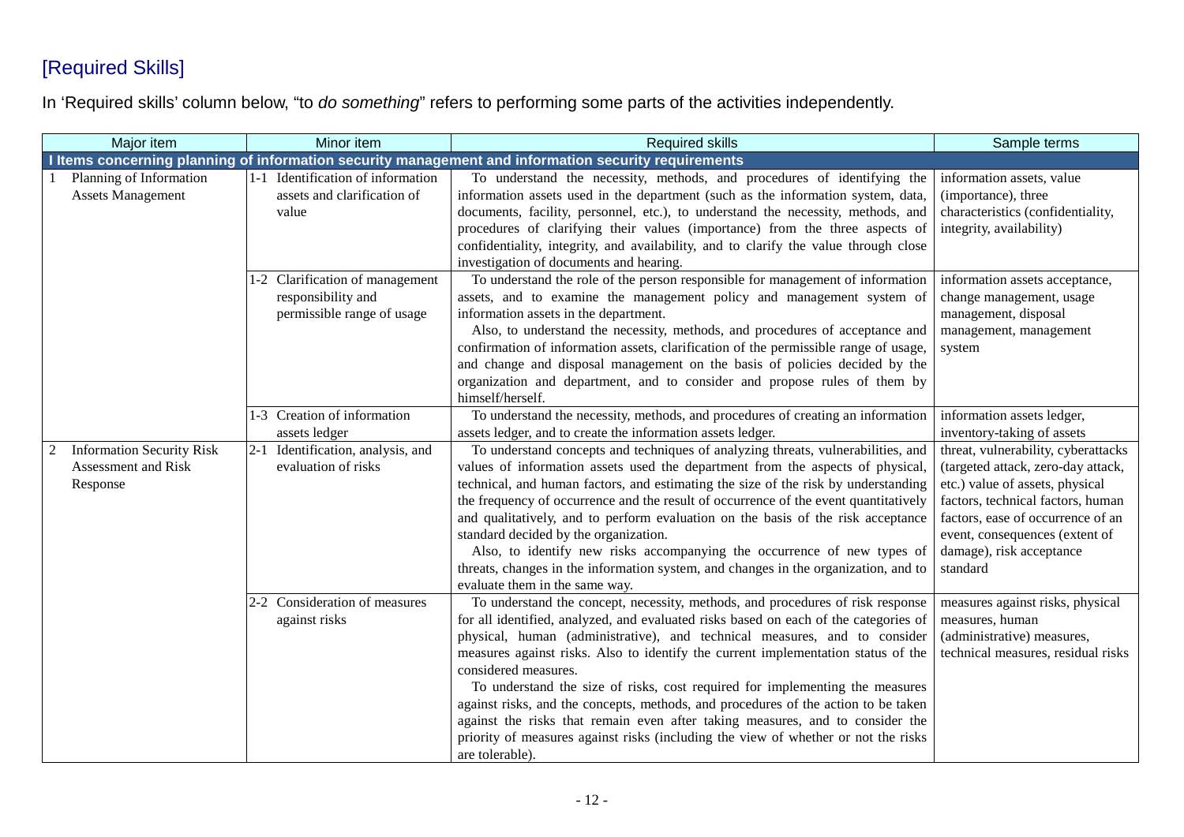## [Required Skills]

In 'Required skills' column below, "to *do something*" refers to performing some parts of the activities independently.

| Major item | Minor item | Required skills | Sample terms |
|---|---|---|---|
| **I Items concerning planning of information security management and information security requirements** | | | |
| 1 Planning of Information Assets Management | 1-1 Identification of information assets and clarification of value | To understand the necessity, methods, and procedures of identifying the information assets used in the department (such as the information system, data, documents, facility, personnel, etc.), to understand the necessity, methods, and procedures of clarifying their values (importance) from the three aspects of confidentiality, integrity, and availability, and to clarify the value through close investigation of documents and hearing. | information assets, value (importance), three characteristics (confidentiality, integrity, availability) |
| | 1-2 Clarification of management responsibility and permissible range of usage | To understand the role of the person responsible for management of information assets, and to examine the management policy and management system of information assets in the department.<br>Also, to understand the necessity, methods, and procedures of acceptance and confirmation of information assets, clarification of the permissible range of usage, and change and disposal management on the basis of policies decided by the organization and department, and to consider and propose rules of them by himself/herself. | information assets acceptance, change management, usage management, disposal management, management system |
| | 1-3 Creation of information assets ledger | To understand the necessity, methods, and procedures of creating an information assets ledger, and to create the information assets ledger. | information assets ledger, inventory-taking of assets |
| 2 Information Security Risk Assessment and Risk Response | 2-1 Identification, analysis, and evaluation of risks | To understand concepts and techniques of analyzing threats, vulnerabilities, and values of information assets used the department from the aspects of physical, technical, and human factors, and estimating the size of the risk by understanding the frequency of occurrence and the result of occurrence of the event quantitatively and qualitatively, and to perform evaluation on the basis of the risk acceptance standard decided by the organization.<br>Also, to identify new risks accompanying the occurrence of new types of threats, changes in the information system, and changes in the organization, and to evaluate them in the same way. | threat, vulnerability, cyberattacks (targeted attack, zero-day attack, etc.) value of assets, physical factors, technical factors, human factors, ease of occurrence of an event, consequences (extent of damage), risk acceptance standard |
| | 2-2 Consideration of measures against risks | To understand the concept, necessity, methods, and procedures of risk response for all identified, analyzed, and evaluated risks based on each of the categories of physical, human (administrative), and technical measures, and to consider measures against risks. Also to identify the current implementation status of the considered measures.<br>To understand the size of risks, cost required for implementing the measures against risks, and the concepts, methods, and procedures of the action to be taken against the risks that remain even after taking measures, and to consider the priority of measures against risks (including the view of whether or not the risks are tolerable). | measures against risks, physical measures, human (administrative) measures, technical measures, residual risks |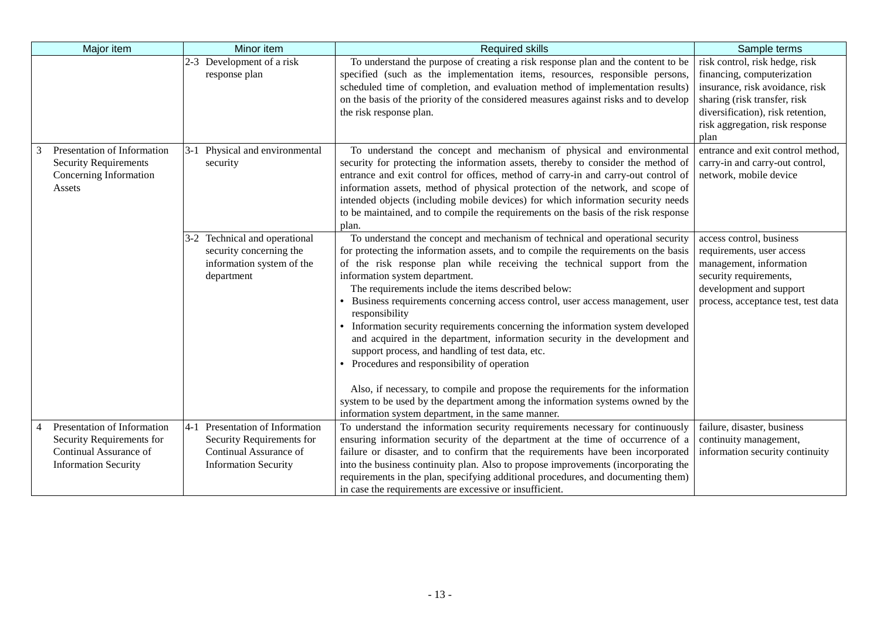| Major item | Minor item | Required skills | Sample terms |
|---|---|---|---|
| | 2-3 Development of a risk response plan | To understand the purpose of creating a risk response plan and the content to be specified (such as the implementation items, resources, responsible persons, scheduled time of completion, and evaluation method of implementation results) on the basis of the priority of the considered measures against risks and to develop the risk response plan. | risk control, risk hedge, risk financing, computerization insurance, risk avoidance, risk sharing (risk transfer, risk diversification), risk retention, risk aggregation, risk response plan |
| 3 Presentation of Information Security Requirements Concerning Information Assets | 3-1 Physical and environmental security | To understand the concept and mechanism of physical and environmental security for protecting the information assets, thereby to consider the method of entrance and exit control for offices, method of carry-in and carry-out control of information assets, method of physical protection of the network, and scope of intended objects (including mobile devices) for which information security needs to be maintained, and to compile the requirements on the basis of the risk response plan. | entrance and exit control method, carry-in and carry-out control, network, mobile device |
| | 3-2 Technical and operational security concerning the information system of the department | To understand the concept and mechanism of technical and operational security for protecting the information assets, and to compile the requirements on the basis of the risk response plan while receiving the technical support from the information system department.<br>The requirements include the items described below:<br>• Business requirements concerning access control, user access management, user responsibility<br>• Information security requirements concerning the information system developed and acquired in the department, information security in the development and support process, and handling of test data, etc.<br>• Procedures and responsibility of operation<br><br>Also, if necessary, to compile and propose the requirements for the information system to be used by the department among the information systems owned by the information system department, in the same manner. | access control, business requirements, user access management, information security requirements, development and support process, acceptance test, test data |
| 4 Presentation of Information Security Requirements for Continual Assurance of Information Security | 4-1 Presentation of Information Security Requirements for Continual Assurance of Information Security | To understand the information security requirements necessary for continuously ensuring information security of the department at the time of occurrence of a failure or disaster, and to confirm that the requirements have been incorporated into the business continuity plan. Also to propose improvements (incorporating the requirements in the plan, specifying additional procedures, and documenting them) in case the requirements are excessive or insufficient. | failure, disaster, business continuity management, information security continuity |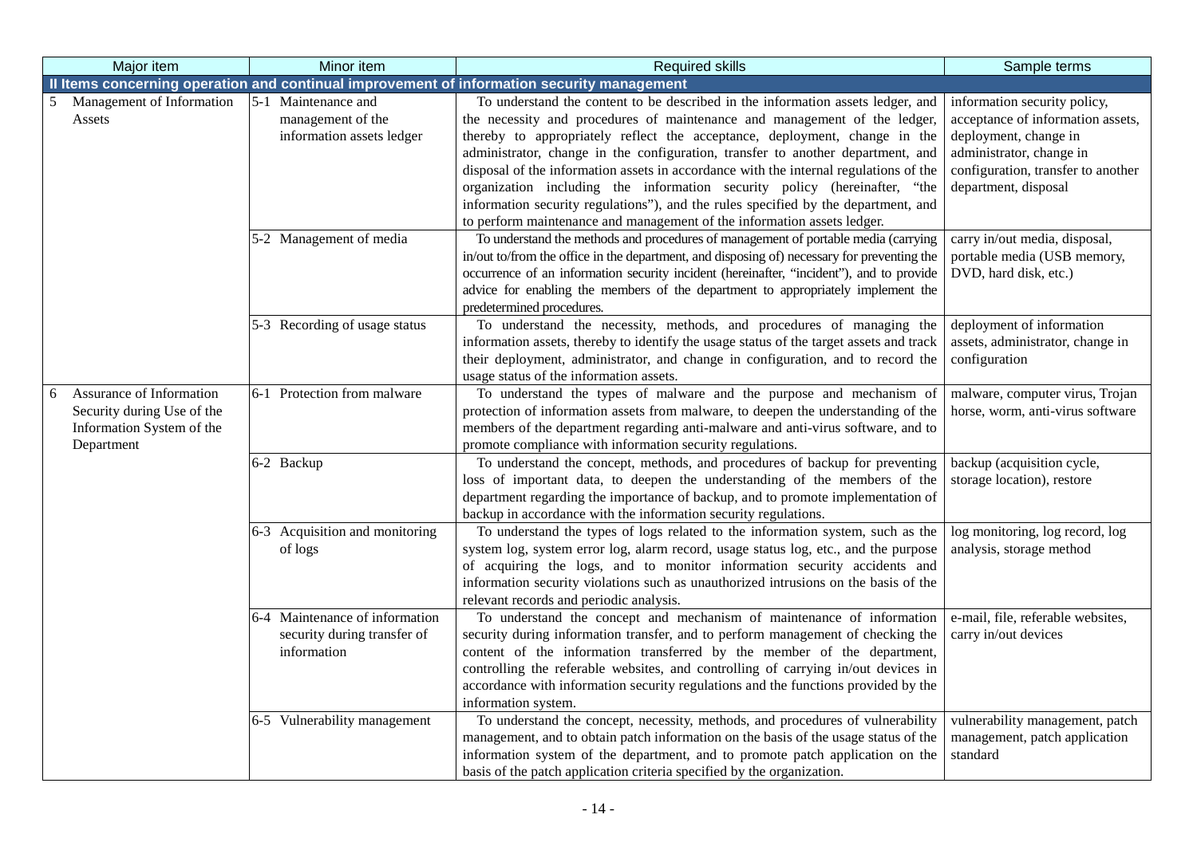| Major item | Minor item | Required skills | Sample terms |
|---|---|---|---|
| **II Items concerning operation and continual improvement of information security management** | | | |
| 5 Management of Information Assets | 5-1 Maintenance and management of the information assets ledger | To understand the content to be described in the information assets ledger, and the necessity and procedures of maintenance and management of the ledger, thereby to appropriately reflect the acceptance, deployment, change in the administrator, change in the configuration, transfer to another department, and disposal of the information assets in accordance with the internal regulations of the organization including the information security policy (hereinafter, "the information security regulations"), and the rules specified by the department, and to perform maintenance and management of the information assets ledger. | information security policy, acceptance of information assets, deployment, change in administrator, change in configuration, transfer to another department, disposal |
| | 5-2 Management of media | To understand the methods and procedures of management of portable media (carrying in/out to/from the office in the department, and disposing of) necessary for preventing the occurrence of an information security incident (hereinafter, "incident"), and to provide advice for enabling the members of the department to appropriately implement the predetermined procedures. | carry in/out media, disposal, portable media (USB memory, DVD, hard disk, etc.) |
| | 5-3 Recording of usage status | To understand the necessity, methods, and procedures of managing the information assets, thereby to identify the usage status of the target assets and track their deployment, administrator, and change in configuration, and to record the usage status of the information assets. | deployment of information assets, administrator, change in configuration |
| 6 Assurance of Information Security during Use of the Information System of the Department | 6-1 Protection from malware | To understand the types of malware and the purpose and mechanism of protection of information assets from malware, to deepen the understanding of the members of the department regarding anti-malware and anti-virus software, and to promote compliance with information security regulations. | malware, computer virus, Trojan horse, worm, anti-virus software |
| | 6-2 Backup | To understand the concept, methods, and procedures of backup for preventing loss of important data, to deepen the understanding of the members of the department regarding the importance of backup, and to promote implementation of backup in accordance with the information security regulations. | backup (acquisition cycle, storage location), restore |
| | 6-3 Acquisition and monitoring of logs | To understand the types of logs related to the information system, such as the system log, system error log, alarm record, usage status log, etc., and the purpose of acquiring the logs, and to monitor information security accidents and information security violations such as unauthorized intrusions on the basis of the relevant records and periodic analysis. | log monitoring, log record, log analysis, storage method |
| | 6-4 Maintenance of information security during transfer of information | To understand the concept and mechanism of maintenance of information security during information transfer, and to perform management of checking the content of the information transferred by the member of the department, controlling the referable websites, and controlling of carrying in/out devices in accordance with information security regulations and the functions provided by the information system. | e-mail, file, referable websites, carry in/out devices |
| | 6-5 Vulnerability management | To understand the concept, necessity, methods, and procedures of vulnerability management, and to obtain patch information on the basis of the usage status of the information system of the department, and to promote patch application on the basis of the patch application criteria specified by the organization. | vulnerability management, patch management, patch application standard |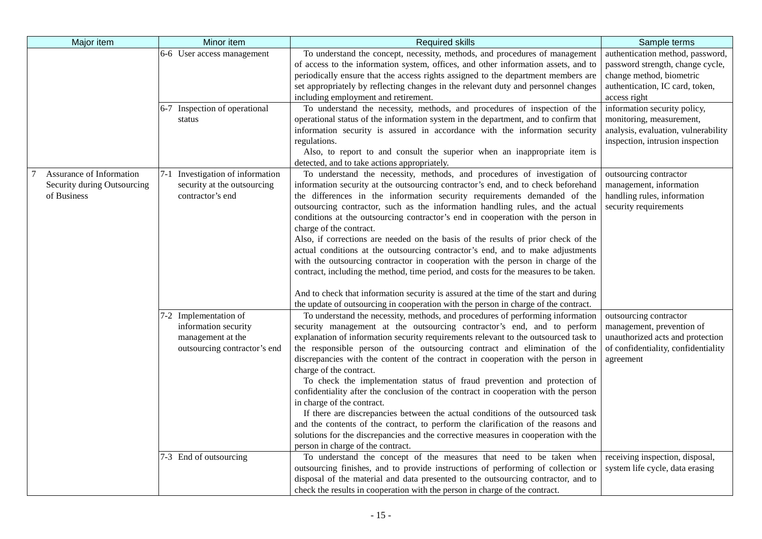| Major item | Minor item | Required skills | Sample terms |
|---|---|---|---|
| | 6-6 User access management | To understand the concept, necessity, methods, and procedures of management of access to the information system, offices, and other information assets, and to periodically ensure that the access rights assigned to the department members are set appropriately by reflecting changes in the relevant duty and personnel changes including employment and retirement. | authentication method, password, password strength, change cycle, change method, biometric authentication, IC card, token, access right |
| | 6-7 Inspection of operational status | To understand the necessity, methods, and procedures of inspection of the operational status of the information system in the department, and to confirm that information security is assured in accordance with the information security regulations.<br>Also, to report to and consult the superior when an inappropriate item is detected, and to take actions appropriately. | information security policy, monitoring, measurement, analysis, evaluation, vulnerability inspection, intrusion inspection |
| 7 Assurance of Information Security during Outsourcing of Business | 7-1 Investigation of information security at the outsourcing contractor's end | To understand the necessity, methods, and procedures of investigation of information security at the outsourcing contractor's end, and to check beforehand the differences in the information security requirements demanded of the outsourcing contractor, such as the information handling rules, and the actual conditions at the outsourcing contractor's end in cooperation with the person in charge of the contract.<br>Also, if corrections are needed on the basis of the results of prior check of the actual conditions at the outsourcing contractor's end, and to make adjustments with the outsourcing contractor in cooperation with the person in charge of the contract, including the method, time period, and costs for the measures to be taken.<br><br>And to check that information security is assured at the time of the start and during the update of outsourcing in cooperation with the person in charge of the contract. | outsourcing contractor management, information handling rules, information security requirements |
| | 7-2 Implementation of information security management at the outsourcing contractor's end | To understand the necessity, methods, and procedures of performing information security management at the outsourcing contractor's end, and to perform explanation of information security requirements relevant to the outsourced task to the responsible person of the outsourcing contract and elimination of the discrepancies with the content of the contract in cooperation with the person in charge of the contract.<br>To check the implementation status of fraud prevention and protection of confidentiality after the conclusion of the contract in cooperation with the person in charge of the contract.<br>If there are discrepancies between the actual conditions of the outsourced task and the contents of the contract, to perform the clarification of the reasons and solutions for the discrepancies and the corrective measures in cooperation with the person in charge of the contract. | outsourcing contractor management, prevention of unauthorized acts and protection of confidentiality, confidentiality agreement |
| | 7-3 End of outsourcing | To understand the concept of the measures that need to be taken when outsourcing finishes, and to provide instructions of performing of collection or disposal of the material and data presented to the outsourcing contractor, and to check the results in cooperation with the person in charge of the contract. | receiving inspection, disposal, system life cycle, data erasing |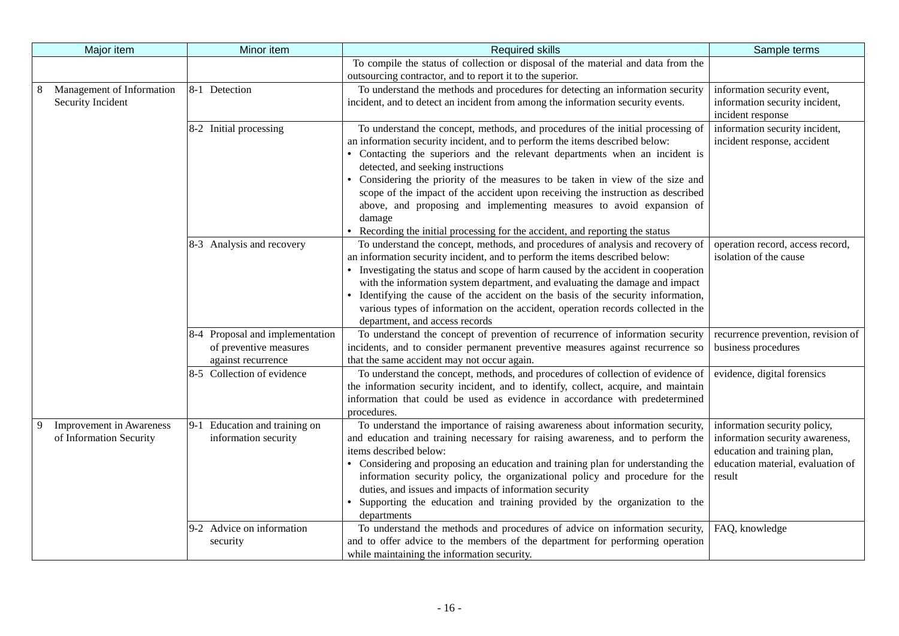| Major item | Minor item | Required skills | Sample terms |
|---|---|---|---|
| | | To compile the status of collection or disposal of the material and data from the outsourcing contractor, and to report it to the superior. | |
| 8 Management of Information Security Incident | 8-1 Detection | To understand the methods and procedures for detecting an information security incident, and to detect an incident from among the information security events. | information security event, information security incident, incident response |
| | 8-2 Initial processing | To understand the concept, methods, and procedures of the initial processing of an information security incident, and to perform the items described below:<br>• Contacting the superiors and the relevant departments when an incident is detected, and seeking instructions<br>• Considering the priority of the measures to be taken in view of the size and scope of the impact of the accident upon receiving the instruction as described above, and proposing and implementing measures to avoid expansion of damage<br>• Recording the initial processing for the accident, and reporting the status | information security incident, incident response, accident |
| | 8-3 Analysis and recovery | To understand the concept, methods, and procedures of analysis and recovery of an information security incident, and to perform the items described below:<br>• Investigating the status and scope of harm caused by the accident in cooperation with the information system department, and evaluating the damage and impact<br>• Identifying the cause of the accident on the basis of the security information, various types of information on the accident, operation records collected in the department, and access records | operation record, access record, isolation of the cause |
| | 8-4 Proposal and implementation of preventive measures against recurrence | To understand the concept of prevention of recurrence of information security incidents, and to consider permanent preventive measures against recurrence so that the same accident may not occur again. | recurrence prevention, revision of business procedures |
| | 8-5 Collection of evidence | To understand the concept, methods, and procedures of collection of evidence of the information security incident, and to identify, collect, acquire, and maintain information that could be used as evidence in accordance with predetermined procedures. | evidence, digital forensics |
| 9 Improvement in Awareness of Information Security | 9-1 Education and training on information security | To understand the importance of raising awareness about information security, and education and training necessary for raising awareness, and to perform the items described below:<br>• Considering and proposing an education and training plan for understanding the information security policy, the organizational policy and procedure for the duties, and issues and impacts of information security<br>• Supporting the education and training provided by the organization to the departments | information security policy, information security awareness, education and training plan, education material, evaluation of result |
| | 9-2 Advice on information security | To understand the methods and procedures of advice on information security, and to offer advice to the members of the department for performing operation while maintaining the information security. | FAQ, knowledge |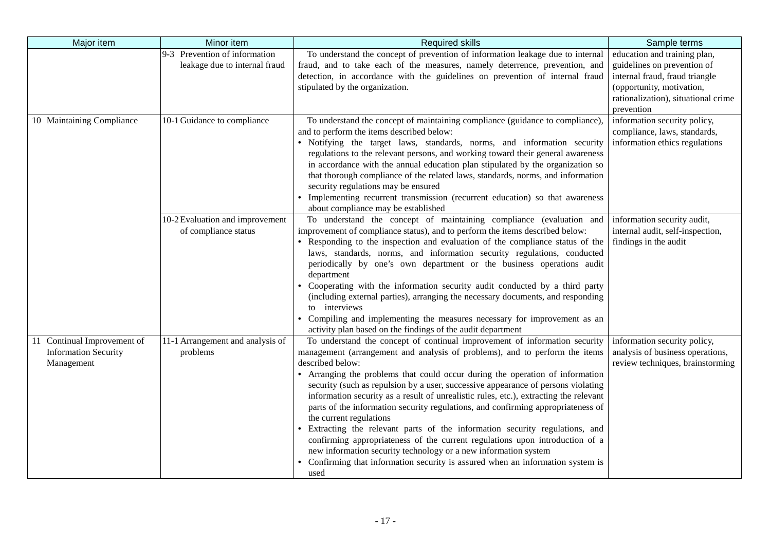| Major item | Minor item | Required skills | Sample terms |
|---|---|---|---|
| | 9-3 Prevention of information leakage due to internal fraud | To understand the concept of prevention of information leakage due to internal fraud, and to take each of the measures, namely deterrence, prevention, and detection, in accordance with the guidelines on prevention of internal fraud stipulated by the organization. | education and training plan, guidelines on prevention of internal fraud, fraud triangle (opportunity, motivation, rationalization), situational crime prevention |
| 10 Maintaining Compliance | 10-1 Guidance to compliance | To understand the concept of maintaining compliance (guidance to compliance), and to perform the items described below:<br>• Notifying the target laws, standards, norms, and information security regulations to the relevant persons, and working toward their general awareness in accordance with the annual education plan stipulated by the organization so that thorough compliance of the related laws, standards, norms, and information security regulations may be ensured<br>• Implementing recurrent transmission (recurrent education) so that awareness about compliance may be established | information security policy, compliance, laws, standards, information ethics regulations |
| | 10-2 Evaluation and improvement of compliance status | To understand the concept of maintaining compliance (evaluation and improvement of compliance status), and to perform the items described below:<br>• Responding to the inspection and evaluation of the compliance status of the laws, standards, norms, and information security regulations, conducted periodically by one's own department or the business operations audit department<br>• Cooperating with the information security audit conducted by a third party (including external parties), arranging the necessary documents, and responding to interviews<br>• Compiling and implementing the measures necessary for improvement as an activity plan based on the findings of the audit department | information security audit, internal audit, self-inspection, findings in the audit |
| 11 Continual Improvement of Information Security Management | 11-1 Arrangement and analysis of problems | To understand the concept of continual improvement of information security management (arrangement and analysis of problems), and to perform the items described below:<br>• Arranging the problems that could occur during the operation of information security (such as repulsion by a user, successive appearance of persons violating information security as a result of unrealistic rules, etc.), extracting the relevant parts of the information security regulations, and confirming appropriateness of the current regulations<br>• Extracting the relevant parts of the information security regulations, and confirming appropriateness of the current regulations upon introduction of a new information security technology or a new information system<br>• Confirming that information security is assured when an information system is used | information security policy, analysis of business operations, review techniques, brainstorming |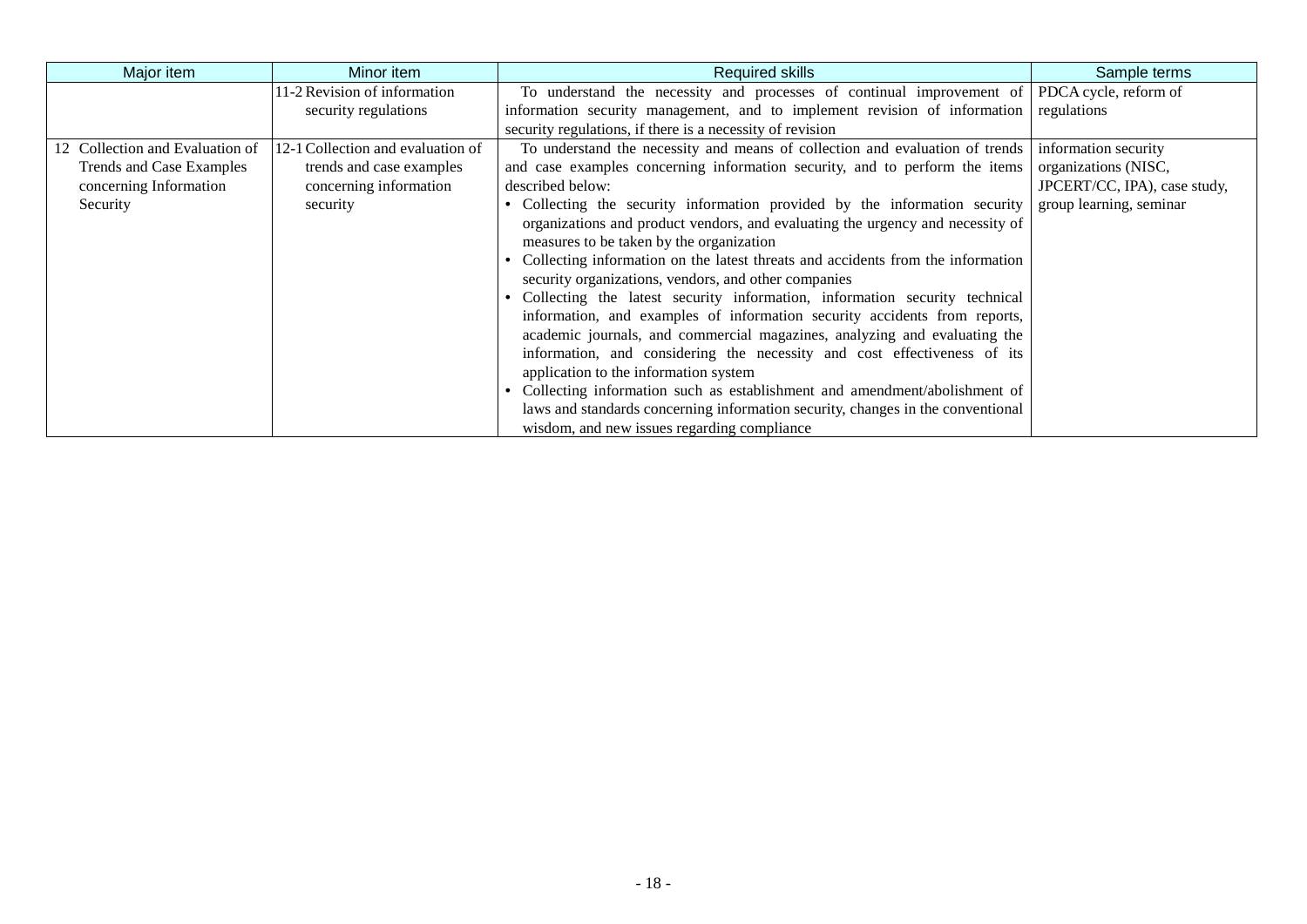| Major item | Minor item | Required skills | Sample terms |
|---|---|---|---|
| | 11-2 Revision of information security regulations | To understand the necessity and processes of continual improvement of information security management, and to implement revision of information security regulations, if there is a necessity of revision | PDCA cycle, reform of regulations |
| 12 Collection and Evaluation of Trends and Case Examples concerning Information Security | 12-1 Collection and evaluation of trends and case examples concerning information security | To understand the necessity and means of collection and evaluation of trends and case examples concerning information security, and to perform the items described below:<br>• Collecting the security information provided by the information security organizations and product vendors, and evaluating the urgency and necessity of measures to be taken by the organization<br>• Collecting information on the latest threats and accidents from the information security organizations, vendors, and other companies<br>• Collecting the latest security information, information security technical information, and examples of information security accidents from reports, academic journals, and commercial magazines, analyzing and evaluating the information, and considering the necessity and cost effectiveness of its application to the information system<br>• Collecting information such as establishment and amendment/abolishment of laws and standards concerning information security, changes in the conventional wisdom, and new issues regarding compliance | information security organizations (NISC, JPCERT/CC, IPA), case study, group learning, seminar |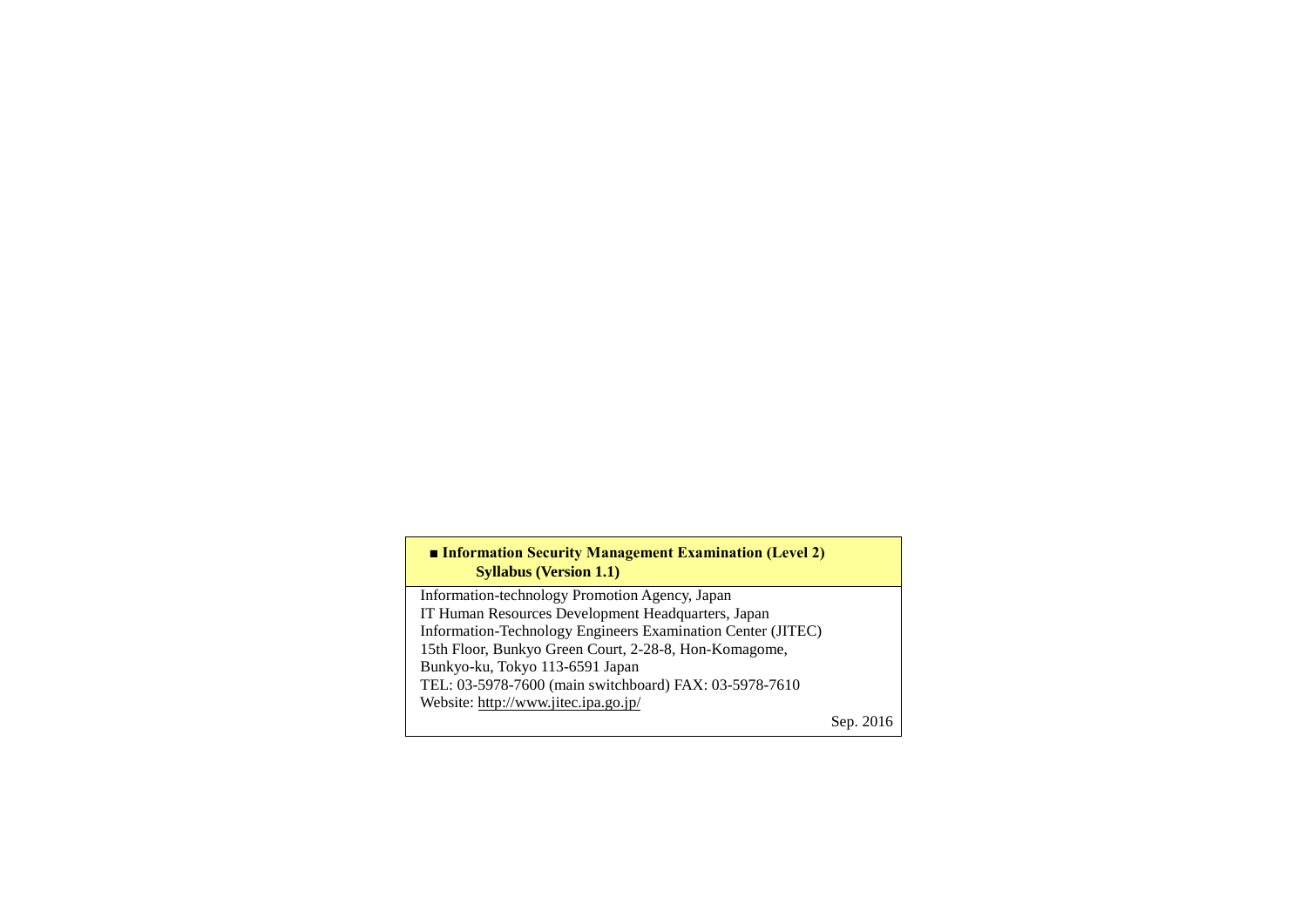■ **Information Security Management Examination (Level 2) Syllabus (Version 1.1)**

Information-technology Promotion Agency, Japan
IT Human Resources Development Headquarters, Japan
Information-Technology Engineers Examination Center (JITEC)
15th Floor, Bunkyo Green Court, 2-28-8, Hon-Komagome,
Bunkyo-ku, Tokyo 113-6591 Japan
TEL: 03-5978-7600 (main switchboard) FAX: 03-5978-7610
Website: http://www.jitec.ipa.go.jp/

Sep. 2016